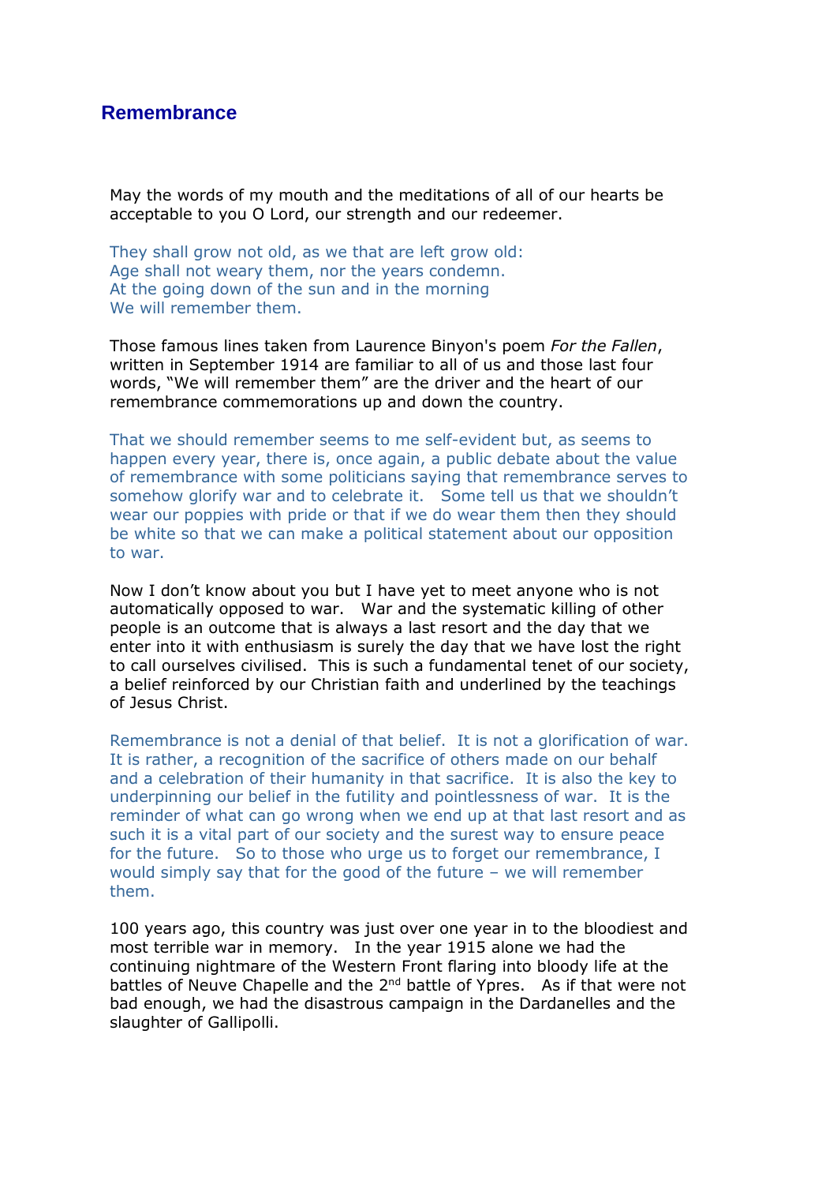# Remembrance

May the words of my mouth and the meditations of all of our hearts be acceptable to you O Lord, our strength and our redeemer.

They shall grow not old, as we that are left grow old:
Age shall not weary them, nor the years condemn.
At the going down of the sun and in the morning
We will remember them.

Those famous lines taken from Laurence Binyon's poem *For the Fallen*, written in September 1914 are familiar to all of us and those last four words, "We will remember them" are the driver and the heart of our remembrance commemorations up and down the country.

That we should remember seems to me self-evident but, as seems to happen every year, there is, once again, a public debate about the value of remembrance with some politicians saying that remembrance serves to somehow glorify war and to celebrate it. Some tell us that we shouldn't wear our poppies with pride or that if we do wear them then they should be white so that we can make a political statement about our opposition to war.

Now I don't know about you but I have yet to meet anyone who is not automatically opposed to war. War and the systematic killing of other people is an outcome that is always a last resort and the day that we enter into it with enthusiasm is surely the day that we have lost the right to call ourselves civilised. This is such a fundamental tenet of our society, a belief reinforced by our Christian faith and underlined by the teachings of Jesus Christ.

Remembrance is not a denial of that belief. It is not a glorification of war. It is rather, a recognition of the sacrifice of others made on our behalf and a celebration of their humanity in that sacrifice. It is also the key to underpinning our belief in the futility and pointlessness of war. It is the reminder of what can go wrong when we end up at that last resort and as such it is a vital part of our society and the surest way to ensure peace for the future. So to those who urge us to forget our remembrance, I would simply say that for the good of the future – we will remember them.

100 years ago, this country was just over one year in to the bloodiest and most terrible war in memory. In the year 1915 alone we had the continuing nightmare of the Western Front flaring into bloody life at the battles of Neuve Chapelle and the 2nd battle of Ypres. As if that were not bad enough, we had the disastrous campaign in the Dardanelles and the slaughter of Gallipolli.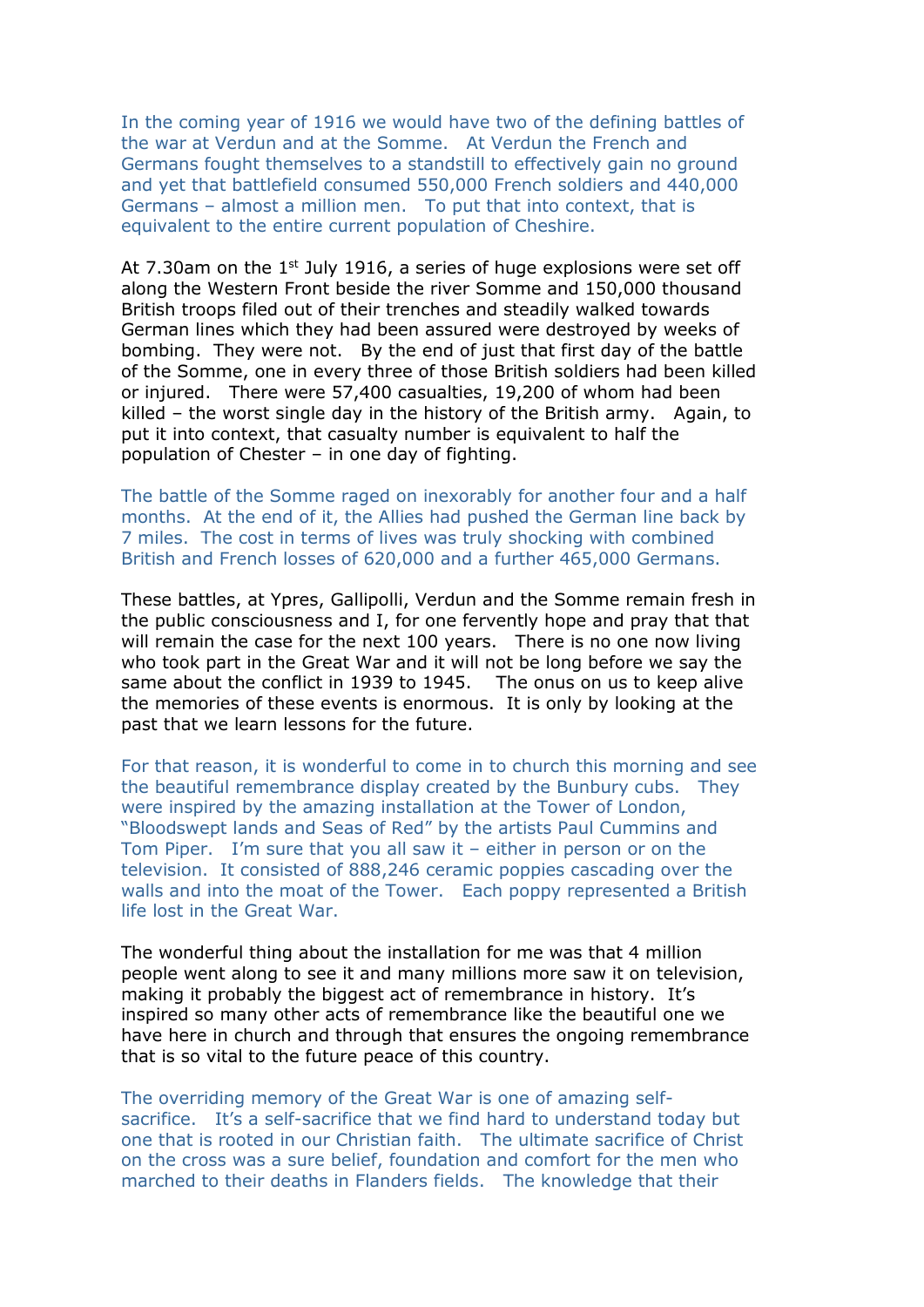In the coming year of 1916 we would have two of the defining battles of the war at Verdun and at the Somme. At Verdun the French and Germans fought themselves to a standstill to effectively gain no ground and yet that battlefield consumed 550,000 French soldiers and 440,000 Germans – almost a million men. To put that into context, that is equivalent to the entire current population of Cheshire.

At 7.30am on the 1st July 1916, a series of huge explosions were set off along the Western Front beside the river Somme and 150,000 thousand British troops filed out of their trenches and steadily walked towards German lines which they had been assured were destroyed by weeks of bombing. They were not. By the end of just that first day of the battle of the Somme, one in every three of those British soldiers had been killed or injured. There were 57,400 casualties, 19,200 of whom had been killed – the worst single day in the history of the British army. Again, to put it into context, that casualty number is equivalent to half the population of Chester – in one day of fighting.

The battle of the Somme raged on inexorably for another four and a half months. At the end of it, the Allies had pushed the German line back by 7 miles. The cost in terms of lives was truly shocking with combined British and French losses of 620,000 and a further 465,000 Germans.

These battles, at Ypres, Gallipolli, Verdun and the Somme remain fresh in the public consciousness and I, for one fervently hope and pray that that will remain the case for the next 100 years. There is no one now living who took part in the Great War and it will not be long before we say the same about the conflict in 1939 to 1945. The onus on us to keep alive the memories of these events is enormous. It is only by looking at the past that we learn lessons for the future.

For that reason, it is wonderful to come in to church this morning and see the beautiful remembrance display created by the Bunbury cubs. They were inspired by the amazing installation at the Tower of London, "Bloodswept lands and Seas of Red" by the artists Paul Cummins and Tom Piper. I'm sure that you all saw it – either in person or on the television. It consisted of 888,246 ceramic poppies cascading over the walls and into the moat of the Tower. Each poppy represented a British life lost in the Great War.

The wonderful thing about the installation for me was that 4 million people went along to see it and many millions more saw it on television, making it probably the biggest act of remembrance in history. It's inspired so many other acts of remembrance like the beautiful one we have here in church and through that ensures the ongoing remembrance that is so vital to the future peace of this country.

The overriding memory of the Great War is one of amazing self-sacrifice. It's a self-sacrifice that we find hard to understand today but one that is rooted in our Christian faith. The ultimate sacrifice of Christ on the cross was a sure belief, foundation and comfort for the men who marched to their deaths in Flanders fields. The knowledge that their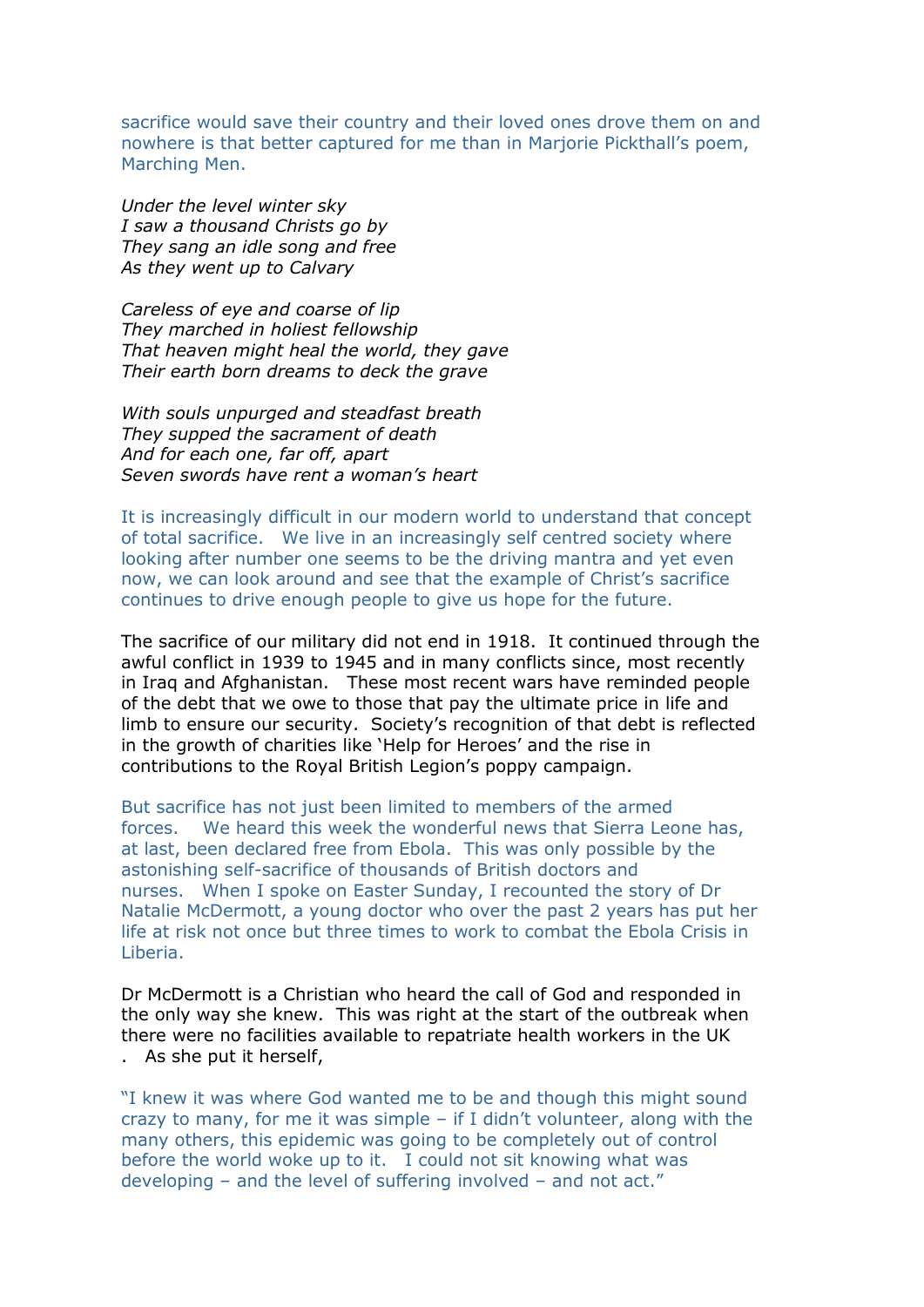sacrifice would save their country and their loved ones drove them on and nowhere is that better captured for me than in Marjorie Pickthall's poem, Marching Men.

*Under the level winter sky*
*I saw a thousand Christs go by*
*They sang an idle song and free*
*As they went up to Calvary*

*Careless of eye and coarse of lip*
*They marched in holiest fellowship*
*That heaven might heal the world, they gave*
*Their earth born dreams to deck the grave*

*With souls unpurged and steadfast breath*
*They supped the sacrament of death*
*And for each one, far off, apart*
*Seven swords have rent a woman's heart*

It is increasingly difficult in our modern world to understand that concept of total sacrifice. We live in an increasingly self centred society where looking after number one seems to be the driving mantra and yet even now, we can look around and see that the example of Christ's sacrifice continues to drive enough people to give us hope for the future.

The sacrifice of our military did not end in 1918. It continued through the awful conflict in 1939 to 1945 and in many conflicts since, most recently in Iraq and Afghanistan. These most recent wars have reminded people of the debt that we owe to those that pay the ultimate price in life and limb to ensure our security. Society's recognition of that debt is reflected in the growth of charities like 'Help for Heroes' and the rise in contributions to the Royal British Legion's poppy campaign.

But sacrifice has not just been limited to members of the armed forces. We heard this week the wonderful news that Sierra Leone has, at last, been declared free from Ebola. This was only possible by the astonishing self-sacrifice of thousands of British doctors and nurses. When I spoke on Easter Sunday, I recounted the story of Dr Natalie McDermott, a young doctor who over the past 2 years has put her life at risk not once but three times to work to combat the Ebola Crisis in Liberia.

Dr McDermott is a Christian who heard the call of God and responded in the only way she knew. This was right at the start of the outbreak when there were no facilities available to repatriate health workers in the UK . As she put it herself,

"I knew it was where God wanted me to be and though this might sound crazy to many, for me it was simple – if I didn't volunteer, along with the many others, this epidemic was going to be completely out of control before the world woke up to it. I could not sit knowing what was developing – and the level of suffering involved – and not act."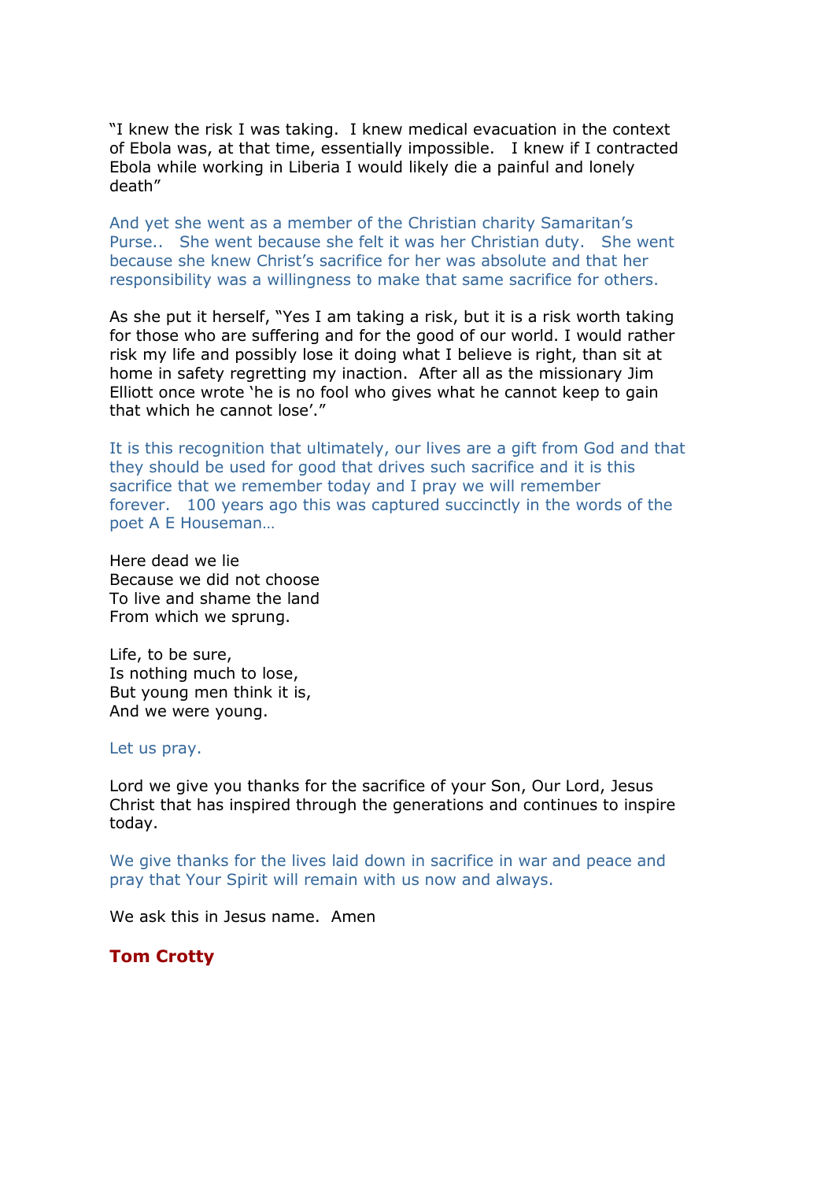"I knew the risk I was taking. I knew medical evacuation in the context of Ebola was, at that time, essentially impossible. I knew if I contracted Ebola while working in Liberia I would likely die a painful and lonely death"

And yet she went as a member of the Christian charity Samaritan's Purse.. She went because she felt it was her Christian duty. She went because she knew Christ's sacrifice for her was absolute and that her responsibility was a willingness to make that same sacrifice for others.

As she put it herself, "Yes I am taking a risk, but it is a risk worth taking for those who are suffering and for the good of our world. I would rather risk my life and possibly lose it doing what I believe is right, than sit at home in safety regretting my inaction. After all as the missionary Jim Elliott once wrote 'he is no fool who gives what he cannot keep to gain that which he cannot lose'."

It is this recognition that ultimately, our lives are a gift from God and that they should be used for good that drives such sacrifice and it is this sacrifice that we remember today and I pray we will remember forever. 100 years ago this was captured succinctly in the words of the poet A E Houseman…

Here dead we lie
Because we did not choose
To live and shame the land
From which we sprung.

Life, to be sure,
Is nothing much to lose,
But young men think it is,
And we were young.

Let us pray.

Lord we give you thanks for the sacrifice of your Son, Our Lord, Jesus Christ that has inspired through the generations and continues to inspire today.

We give thanks for the lives laid down in sacrifice in war and peace and pray that Your Spirit will remain with us now and always.

We ask this in Jesus name. Amen

**Tom Crotty**